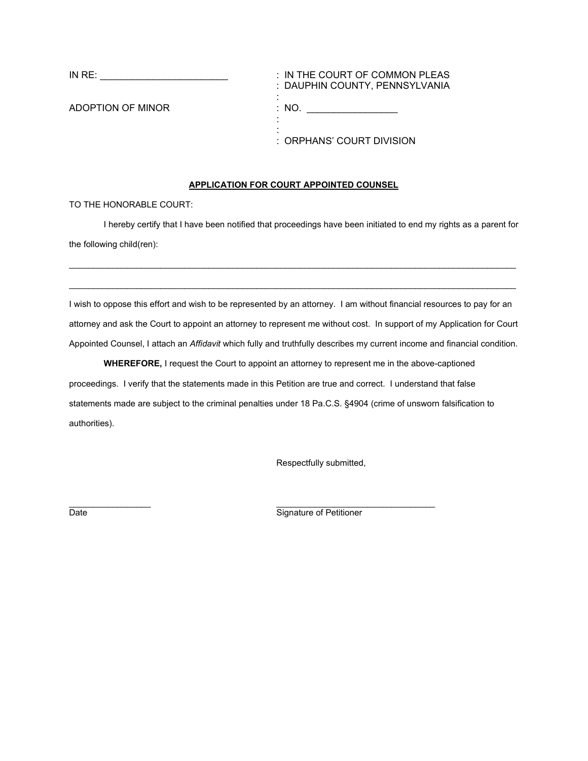IN RE: ________________________ : IN THE COURT OF COMMON PLEAS
: DAUPHIN COUNTY, PENNSYLVANIA
:
ADOPTION OF MINOR : NO. _________________
:
:
: ORPHANS' COURT DIVISION

**APPLICATION FOR COURT APPOINTED COUNSEL**

TO THE HONORABLE COURT:

I hereby certify that I have been notified that proceedings have been initiated to end my rights as a parent for the following child(ren):

_____________________________________________________________________________________________

_____________________________________________________________________________________________

I wish to oppose this effort and wish to be represented by an attorney. I am without financial resources to pay for an attorney and ask the Court to appoint an attorney to represent me without cost. In support of my Application for Court Appointed Counsel, I attach an *Affidavit* which fully and truthfully describes my current income and financial condition.

**WHEREFORE,** I request the Court to appoint an attorney to represent me in the above-captioned proceedings. I verify that the statements made in this Petition are true and correct. I understand that false statements made are subject to the criminal penalties under 18 Pa.C.S. §4904 (crime of unsworn falsification to authorities).

Respectfully submitted,

_________________ _________________________________
Date Signature of Petitioner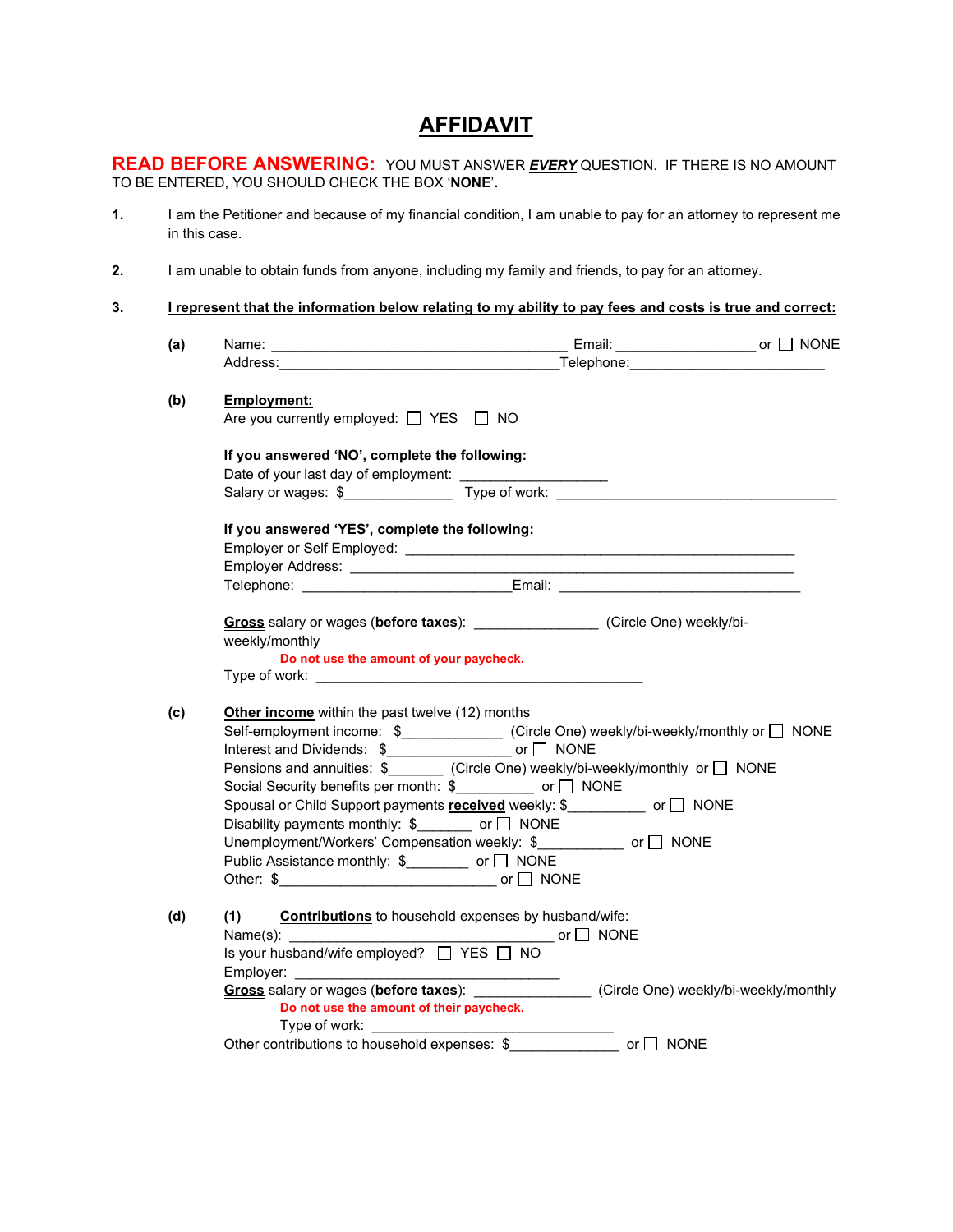# AFFIDAVIT

**READ BEFORE ANSWERING:** YOU MUST ANSWER ***EVERY*** QUESTION. IF THERE IS NO AMOUNT TO BE ENTERED, YOU SHOULD CHECK THE BOX '**NONE**'.

**1.** I am the Petitioner and because of my financial condition, I am unable to pay for an attorney to represent me in this case.

**2.** I am unable to obtain funds from anyone, including my family and friends, to pay for an attorney.

**3.** **I represent that the information below relating to my ability to pay fees and costs is true and correct:**

**(a)** Name: ________________________________________ Email: __________________ or ☐ NONE
Address:______________________________________Telephone:__________________________

**(b)** **Employment:**
Are you currently employed: ☐ YES ☐ NO

**If you answered 'NO', complete the following:**
Date of your last day of employment: ___________________
Salary or wages: $______________ Type of work: ______________________________________

**If you answered 'YES', complete the following:**
Employer or Self Employed: ____________________________________________________
Employer Address: ____________________________________________________________
Telephone: ___________________________Email: _______________________________

**Gross** salary or wages (**before taxes**): ________________ (Circle One) weekly/bi-weekly/monthly
**Do not use the amount of your paycheck.**
Type of work: ___________________________________________

**(c)** **Other income** within the past twelve (12) months
Self-employment income: $_____________ (Circle One) weekly/bi-weekly/monthly or ☐ NONE
Interest and Dividends: $________________ or ☐ NONE
Pensions and annuities: $_______ (Circle One) weekly/bi-weekly/monthly or ☐ NONE
Social Security benefits per month: $__________ or ☐ NONE
Spousal or Child Support payments **received** weekly: $__________ or ☐ NONE
Disability payments monthly: $_______ or ☐ NONE
Unemployment/Workers' Compensation weekly: $___________ or ☐ NONE
Public Assistance monthly: $________ or ☐ NONE
Other: $____________________________ or ☐ NONE

**(d)** **(1)** **Contributions** to household expenses by husband/wife:
Name(s): __________________________________ or ☐ NONE
Is your husband/wife employed? ☐ YES ☐ NO
Employer: __________________________________
**Gross** salary or wages (**before taxes**): _______________ (Circle One) weekly/bi-weekly/monthly
**Do not use the amount of their paycheck.**
Type of work: _________________________________
Other contributions to household expenses: $______________ or ☐ NONE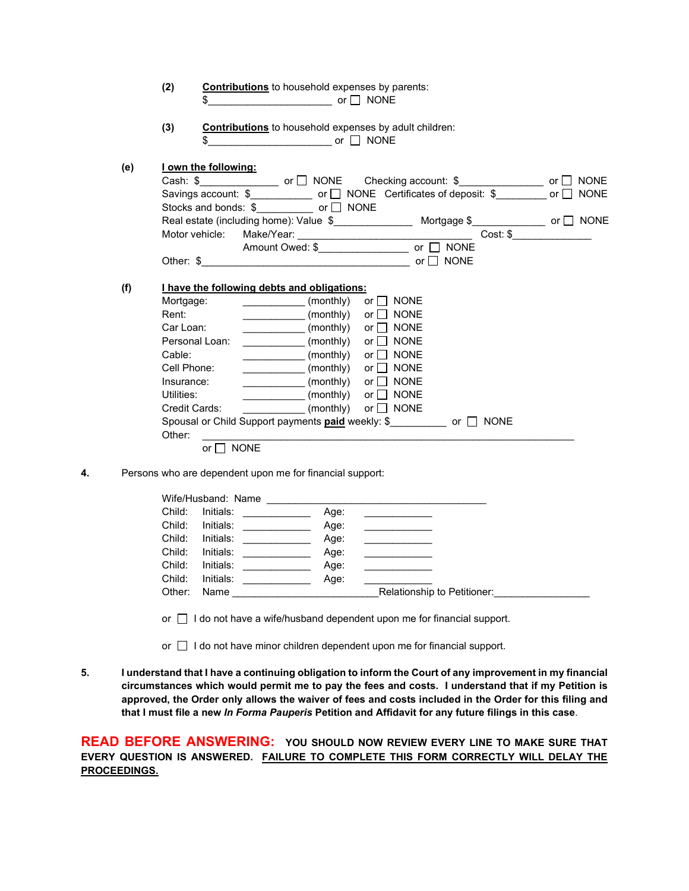(2) **Contributions** to household expenses by parents:
$______________________ or ☐ NONE

(3) **Contributions** to household expenses by adult children:
$______________________ or ☐ NONE

(e) **I own the following:**

Cash: $______________ or ☐ NONE  Checking account: $______________ or ☐ NONE
Savings account: $___________ or ☐ NONE  Certificates of deposit: $_________ or ☐ NONE
Stocks and bonds: $__________ or ☐ NONE
Real estate (including home): Value $_____________ Mortgage $_____________ or ☐ NONE
Motor vehicle: Make/Year: ______________________________ Cost: $______________
Amount Owed: $_______________ or ☐ NONE
Other: $____________________________________ or ☐ NONE

(f) **I have the following debts and obligations:**

Mortgage: ___________ (monthly) or ☐ NONE
Rent: ___________ (monthly) or ☐ NONE
Car Loan: ___________ (monthly) or ☐ NONE
Personal Loan: ___________ (monthly) or ☐ NONE
Cable: ___________ (monthly) or ☐ NONE
Cell Phone: ___________ (monthly) or ☐ NONE
Insurance: ___________ (monthly) or ☐ NONE
Utilities: ___________ (monthly) or ☐ NONE
Credit Cards: ___________ (monthly) or ☐ NONE
Spousal or Child Support payments **paid** weekly: $__________ or ☐ NONE
Other: ___________________________________________________________________
or ☐ NONE

4. Persons who are dependent upon me for financial support:

Wife/Husband: Name ________________________________________
Child: Initials: ____________ Age: ____________
Child: Initials: ____________ Age: ____________
Child: Initials: ____________ Age: ____________
Child: Initials: ____________ Age: ____________
Child: Initials: ____________ Age: ____________
Child: Initials: ____________ Age: ____________
Other: Name __________________________ Relationship to Petitioner: _________________

or ☐ I do not have a wife/husband dependent upon me for financial support.

or ☐ I do not have minor children dependent upon me for financial support.

5. **I understand that I have a continuing obligation to inform the Court of any improvement in my financial circumstances which would permit me to pay the fees and costs. I understand that if my Petition is approved, the Order only allows the waiver of fees and costs included in the Order for this filing and that I must file a new *In Forma Pauperis* Petition and Affidavit for any future filings in this case.**

**READ BEFORE ANSWERING: YOU SHOULD NOW REVIEW EVERY LINE TO MAKE SURE THAT EVERY QUESTION IS ANSWERED. <u>FAILURE TO COMPLETE THIS FORM CORRECTLY WILL DELAY THE PROCEEDINGS.</u>**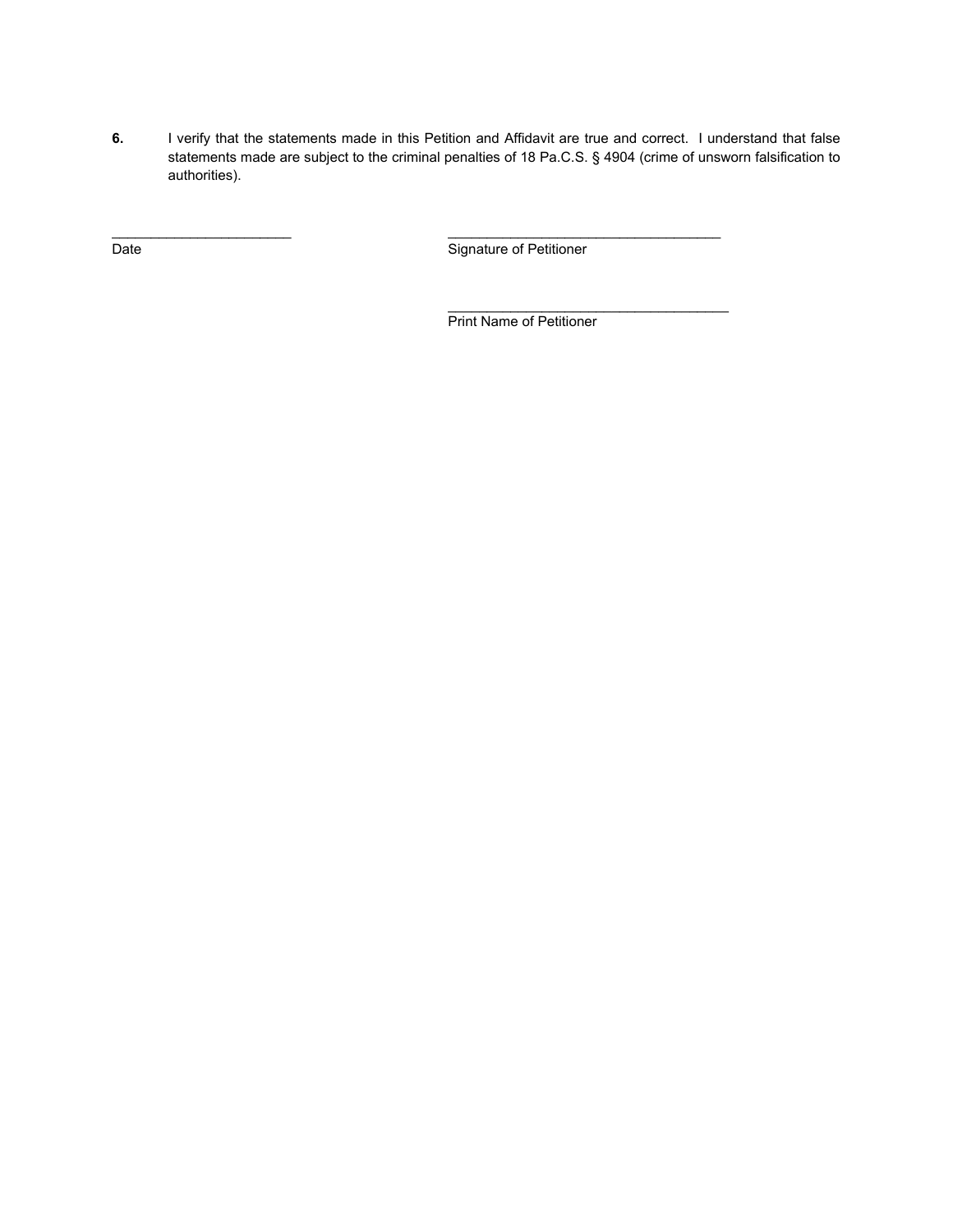**6.** I verify that the statements made in this Petition and Affidavit are true and correct. I understand that false statements made are subject to the criminal penalties of 18 Pa.C.S. § 4904 (crime of unsworn falsification to authorities).

_______________________
Date

___________________________________
Signature of Petitioner

____________________________________
Print Name of Petitioner